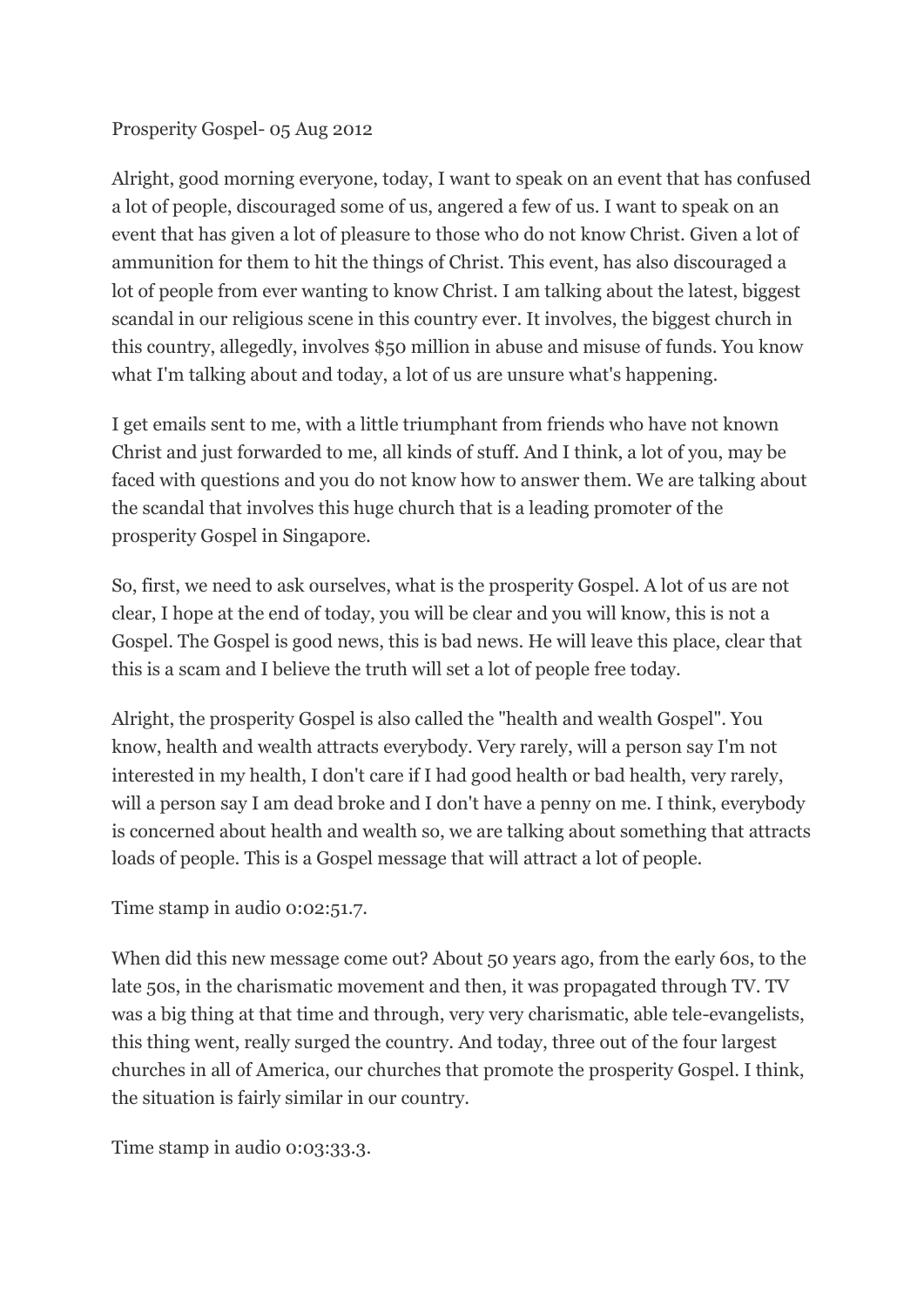Prosperity Gospel- 05 Aug 2012

Alright, good morning everyone, today, I want to speak on an event that has confused a lot of people, discouraged some of us, angered a few of us. I want to speak on an event that has given a lot of pleasure to those who do not know Christ. Given a lot of ammunition for them to hit the things of Christ. This event, has also discouraged a lot of people from ever wanting to know Christ. I am talking about the latest, biggest scandal in our religious scene in this country ever. It involves, the biggest church in this country, allegedly, involves $50 million in abuse and misuse of funds. You know what I'm talking about and today, a lot of us are unsure what's happening.

I get emails sent to me, with a little triumphant from friends who have not known Christ and just forwarded to me, all kinds of stuff. And I think, a lot of you, may be faced with questions and you do not know how to answer them. We are talking about the scandal that involves this huge church that is a leading promoter of the prosperity Gospel in Singapore.

So, first, we need to ask ourselves, what is the prosperity Gospel. A lot of us are not clear, I hope at the end of today, you will be clear and you will know, this is not a Gospel. The Gospel is good news, this is bad news. He will leave this place, clear that this is a scam and I believe the truth will set a lot of people free today.

Alright, the prosperity Gospel is also called the "health and wealth Gospel". You know, health and wealth attracts everybody. Very rarely, will a person say I'm not interested in my health, I don't care if I had good health or bad health, very rarely, will a person say I am dead broke and I don't have a penny on me. I think, everybody is concerned about health and wealth so, we are talking about something that attracts loads of people. This is a Gospel message that will attract a lot of people.

Time stamp in audio 0:02:51.7.

When did this new message come out? About 50 years ago, from the early 60s, to the late 50s, in the charismatic movement and then, it was propagated through TV. TV was a big thing at that time and through, very very charismatic, able tele-evangelists, this thing went, really surged the country. And today, three out of the four largest churches in all of America, our churches that promote the prosperity Gospel. I think, the situation is fairly similar in our country.

Time stamp in audio 0:03:33.3.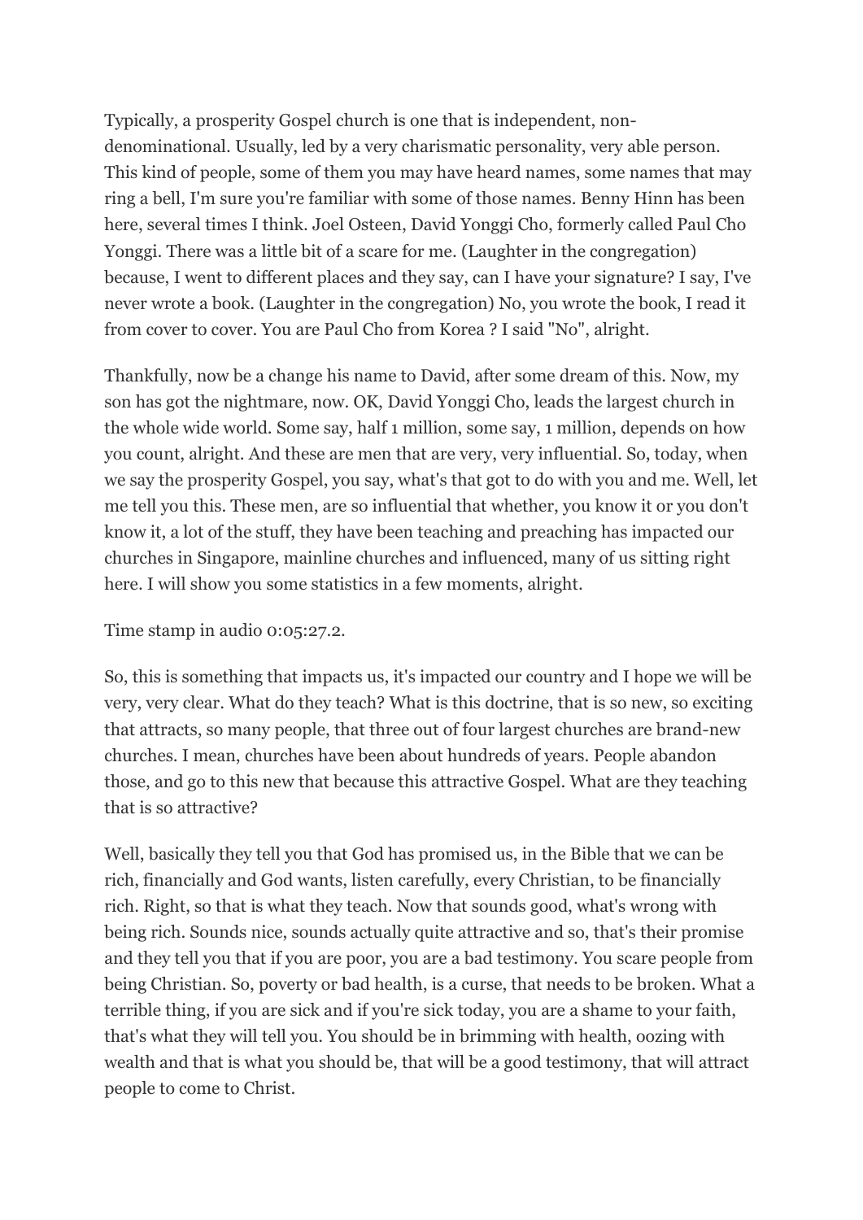Typically, a prosperity Gospel church is one that is independent, non-denominational. Usually, led by a very charismatic personality, very able person. This kind of people, some of them you may have heard names, some names that may ring a bell, I'm sure you're familiar with some of those names. Benny Hinn has been here, several times I think. Joel Osteen, David Yonggi Cho, formerly called Paul Cho Yonggi. There was a little bit of a scare for me. (Laughter in the congregation) because, I went to different places and they say, can I have your signature? I say, I've never wrote a book. (Laughter in the congregation) No, you wrote the book, I read it from cover to cover. You are Paul Cho from Korea ? I said "No", alright.

Thankfully, now be a change his name to David, after some dream of this. Now, my son has got the nightmare, now. OK, David Yonggi Cho, leads the largest church in the whole wide world. Some say, half 1 million, some say, 1 million, depends on how you count, alright. And these are men that are very, very influential. So, today, when we say the prosperity Gospel, you say, what's that got to do with you and me. Well, let me tell you this. These men, are so influential that whether, you know it or you don't know it, a lot of the stuff, they have been teaching and preaching has impacted our churches in Singapore, mainline churches and influenced, many of us sitting right here. I will show you some statistics in a few moments, alright.

Time stamp in audio 0:05:27.2.

So, this is something that impacts us, it's impacted our country and I hope we will be very, very clear. What do they teach? What is this doctrine, that is so new, so exciting that attracts, so many people, that three out of four largest churches are brand-new churches. I mean, churches have been about hundreds of years. People abandon those, and go to this new that because this attractive Gospel. What are they teaching that is so attractive?

Well, basically they tell you that God has promised us, in the Bible that we can be rich, financially and God wants, listen carefully, every Christian, to be financially rich. Right, so that is what they teach. Now that sounds good, what's wrong with being rich. Sounds nice, sounds actually quite attractive and so, that's their promise and they tell you that if you are poor, you are a bad testimony. You scare people from being Christian. So, poverty or bad health, is a curse, that needs to be broken. What a terrible thing, if you are sick and if you're sick today, you are a shame to your faith, that's what they will tell you. You should be in brimming with health, oozing with wealth and that is what you should be, that will be a good testimony, that will attract people to come to Christ.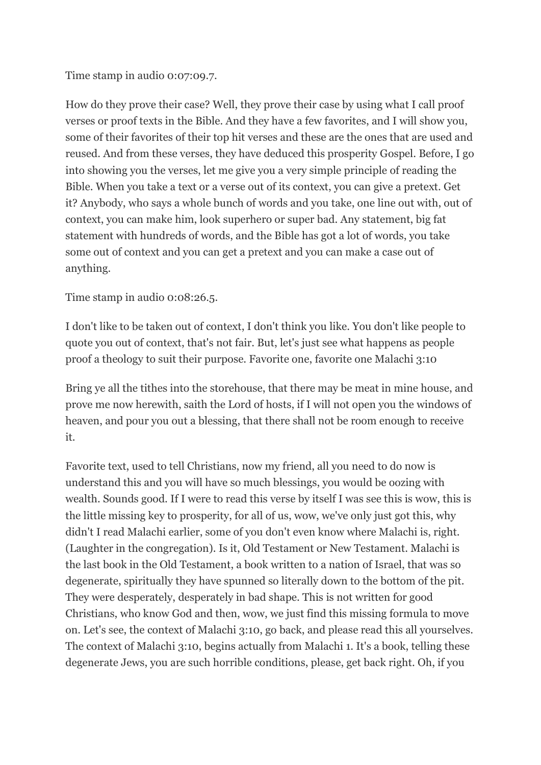Time stamp in audio 0:07:09.7.

How do they prove their case? Well, they prove their case by using what I call proof verses or proof texts in the Bible. And they have a few favorites, and I will show you, some of their favorites of their top hit verses and these are the ones that are used and reused. And from these verses, they have deduced this prosperity Gospel. Before, I go into showing you the verses, let me give you a very simple principle of reading the Bible. When you take a text or a verse out of its context, you can give a pretext. Get it? Anybody, who says a whole bunch of words and you take, one line out with, out of context, you can make him, look superhero or super bad. Any statement, big fat statement with hundreds of words, and the Bible has got a lot of words, you take some out of context and you can get a pretext and you can make a case out of anything.

Time stamp in audio 0:08:26.5.

I don't like to be taken out of context, I don't think you like. You don't like people to quote you out of context, that's not fair. But, let's just see what happens as people proof a theology to suit their purpose. Favorite one, favorite one Malachi 3:10

Bring ye all the tithes into the storehouse, that there may be meat in mine house, and prove me now herewith, saith the Lord of hosts, if I will not open you the windows of heaven, and pour you out a blessing, that there shall not be room enough to receive it.

Favorite text, used to tell Christians, now my friend, all you need to do now is understand this and you will have so much blessings, you would be oozing with wealth. Sounds good. If I were to read this verse by itself I was see this is wow, this is the little missing key to prosperity, for all of us, wow, we've only just got this, why didn't I read Malachi earlier, some of you don't even know where Malachi is, right. (Laughter in the congregation). Is it, Old Testament or New Testament. Malachi is the last book in the Old Testament, a book written to a nation of Israel, that was so degenerate, spiritually they have spunned so literally down to the bottom of the pit. They were desperately, desperately in bad shape. This is not written for good Christians, who know God and then, wow, we just find this missing formula to move on. Let's see, the context of Malachi 3:10, go back, and please read this all yourselves. The context of Malachi 3:10, begins actually from Malachi 1. It's a book, telling these degenerate Jews, you are such horrible conditions, please, get back right. Oh, if you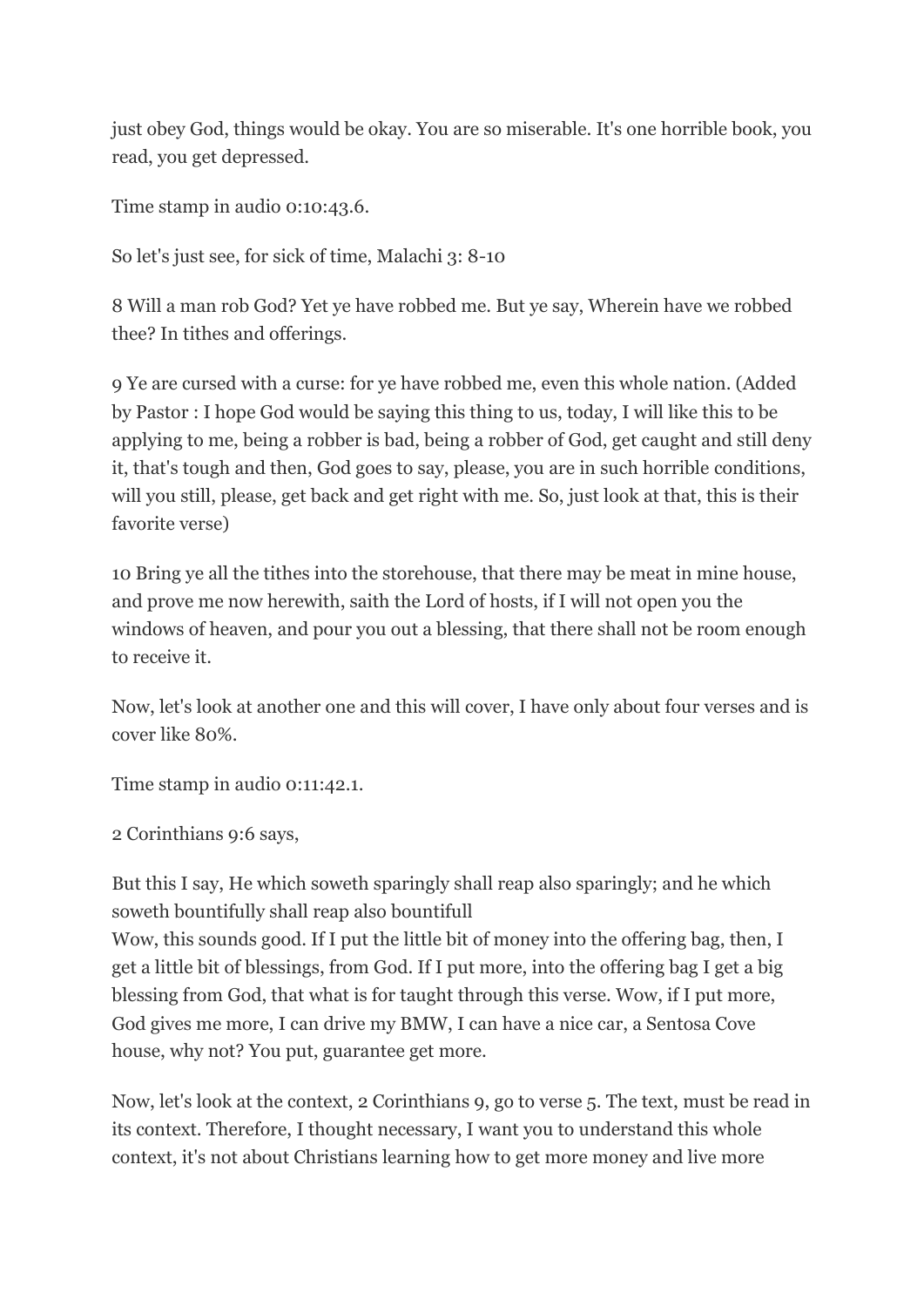just obey God, things would be okay. You are so miserable. It's one horrible book, you read, you get depressed.

Time stamp in audio 0:10:43.6.

So let's just see, for sick of time, Malachi 3: 8-10

8 Will a man rob God? Yet ye have robbed me. But ye say, Wherein have we robbed thee? In tithes and offerings.

9 Ye are cursed with a curse: for ye have robbed me, even this whole nation. (Added by Pastor : I hope God would be saying this thing to us, today, I will like this to be applying to me, being a robber is bad, being a robber of God, get caught and still deny it, that's tough and then, God goes to say, please, you are in such horrible conditions, will you still, please, get back and get right with me. So, just look at that, this is their favorite verse)

10 Bring ye all the tithes into the storehouse, that there may be meat in mine house, and prove me now herewith, saith the Lord of hosts, if I will not open you the windows of heaven, and pour you out a blessing, that there shall not be room enough to receive it.

Now, let's look at another one and this will cover, I have only about four verses and is cover like 80%.

Time stamp in audio 0:11:42.1.

2 Corinthians 9:6 says,

But this I say, He which soweth sparingly shall reap also sparingly; and he which soweth bountifully shall reap also bountifull
Wow, this sounds good. If I put the little bit of money into the offering bag, then, I get a little bit of blessings, from God. If I put more, into the offering bag I get a big blessing from God, that what is for taught through this verse. Wow, if I put more, God gives me more, I can drive my BMW, I can have a nice car, a Sentosa Cove house, why not? You put, guarantee get more.

Now, let's look at the context, 2 Corinthians 9, go to verse 5. The text, must be read in its context. Therefore, I thought necessary, I want you to understand this whole context, it's not about Christians learning how to get more money and live more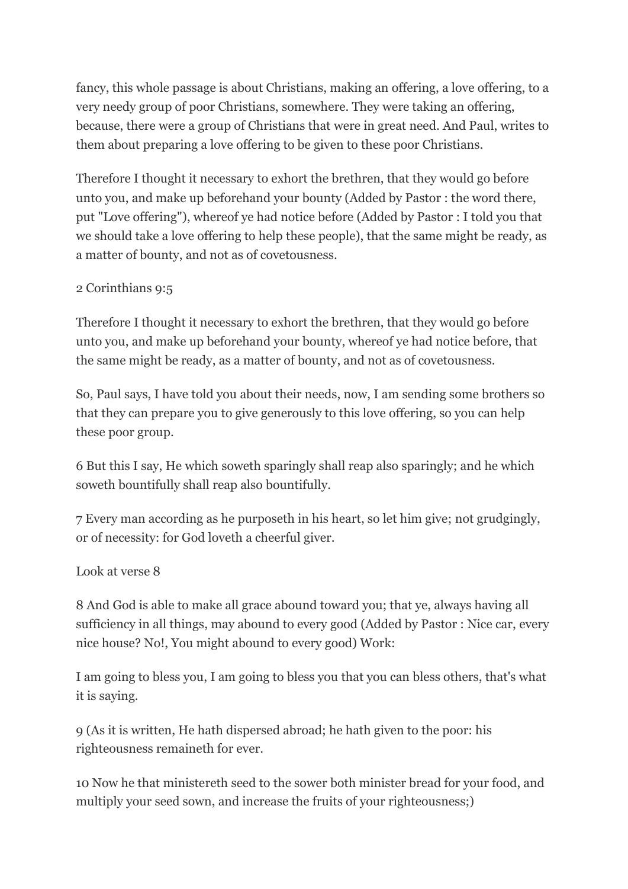fancy, this whole passage is about Christians, making an offering, a love offering, to a very needy group of poor Christians, somewhere. They were taking an offering, because, there were a group of Christians that were in great need. And Paul, writes to them about preparing a love offering to be given to these poor Christians.

Therefore I thought it necessary to exhort the brethren, that they would go before unto you, and make up beforehand your bounty (Added by Pastor : the word there, put "Love offering"), whereof ye had notice before (Added by Pastor : I told you that we should take a love offering to help these people), that the same might be ready, as a matter of bounty, and not as of covetousness.

2 Corinthians 9:5

Therefore I thought it necessary to exhort the brethren, that they would go before unto you, and make up beforehand your bounty, whereof ye had notice before, that the same might be ready, as a matter of bounty, and not as of covetousness.

So, Paul says, I have told you about their needs, now, I am sending some brothers so that they can prepare you to give generously to this love offering, so you can help these poor group.

6 But this I say, He which soweth sparingly shall reap also sparingly; and he which soweth bountifully shall reap also bountifully.

7 Every man according as he purposeth in his heart, so let him give; not grudgingly, or of necessity: for God loveth a cheerful giver.

Look at verse 8

8 And God is able to make all grace abound toward you; that ye, always having all sufficiency in all things, may abound to every good (Added by Pastor : Nice car, every nice house? No!, You might abound to every good) Work:

I am going to bless you, I am going to bless you that you can bless others, that's what it is saying.

9 (As it is written, He hath dispersed abroad; he hath given to the poor: his righteousness remaineth for ever.

10 Now he that ministereth seed to the sower both minister bread for your food, and multiply your seed sown, and increase the fruits of your righteousness;)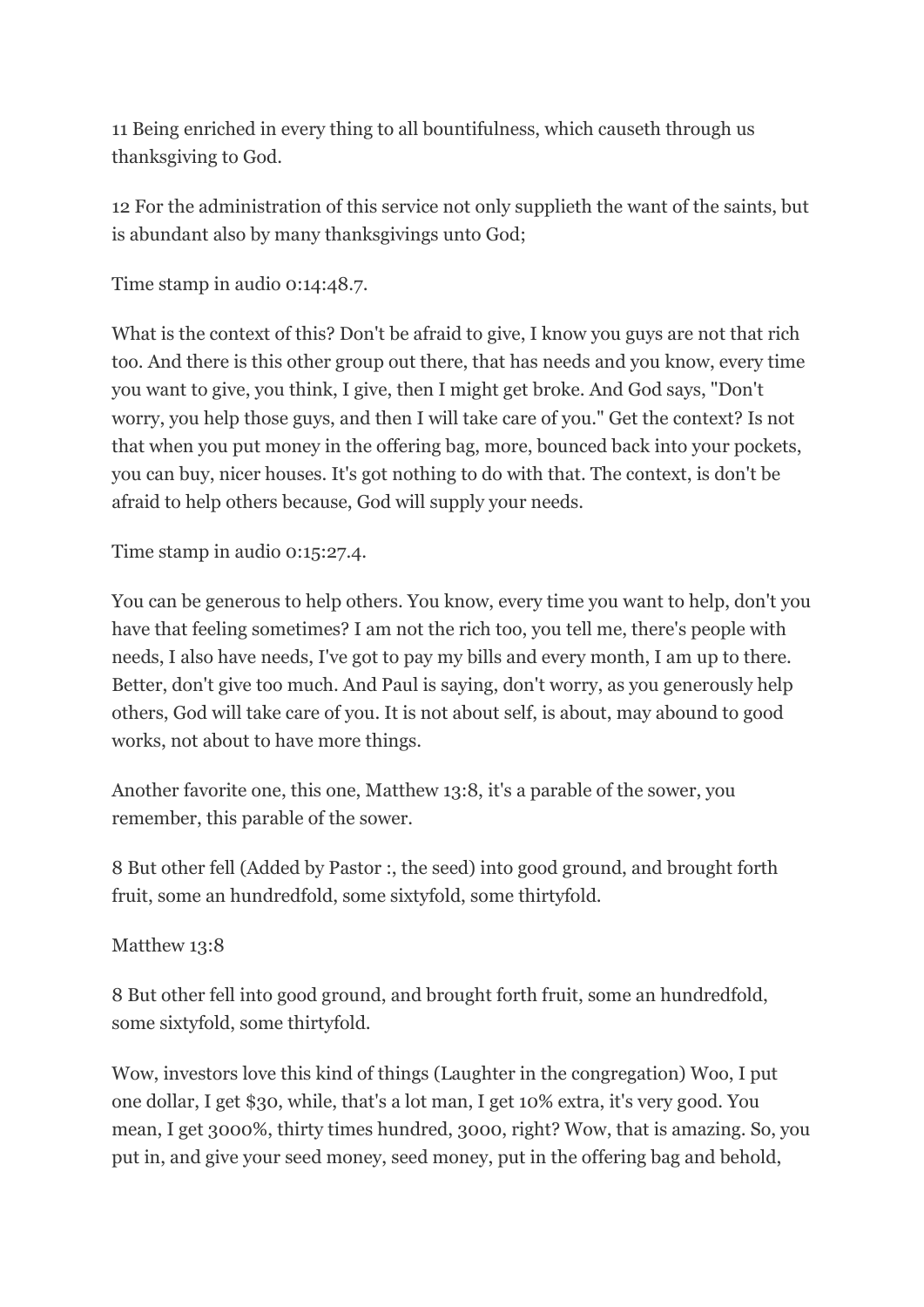11 Being enriched in every thing to all bountifulness, which causeth through us thanksgiving to God.

12 For the administration of this service not only supplieth the want of the saints, but is abundant also by many thanksgivings unto God;

Time stamp in audio 0:14:48.7.

What is the context of this? Don't be afraid to give, I know you guys are not that rich too. And there is this other group out there, that has needs and you know, every time you want to give, you think, I give, then I might get broke. And God says, "Don't worry, you help those guys, and then I will take care of you." Get the context? Is not that when you put money in the offering bag, more, bounced back into your pockets, you can buy, nicer houses. It's got nothing to do with that. The context, is don't be afraid to help others because, God will supply your needs.

Time stamp in audio 0:15:27.4.

You can be generous to help others. You know, every time you want to help, don't you have that feeling sometimes? I am not the rich too, you tell me, there's people with needs, I also have needs, I've got to pay my bills and every month, I am up to there. Better, don't give too much. And Paul is saying, don't worry, as you generously help others, God will take care of you. It is not about self, is about, may abound to good works, not about to have more things.

Another favorite one, this one, Matthew 13:8, it's a parable of the sower, you remember, this parable of the sower.

8 But other fell (Added by Pastor :, the seed) into good ground, and brought forth fruit, some an hundredfold, some sixtyfold, some thirtyfold.

Matthew 13:8

8 But other fell into good ground, and brought forth fruit, some an hundredfold, some sixtyfold, some thirtyfold.

Wow, investors love this kind of things (Laughter in the congregation) Woo, I put one dollar, I get $30, while, that's a lot man, I get 10% extra, it's very good. You mean, I get 3000%, thirty times hundred, 3000, right? Wow, that is amazing. So, you put in, and give your seed money, seed money, put in the offering bag and behold,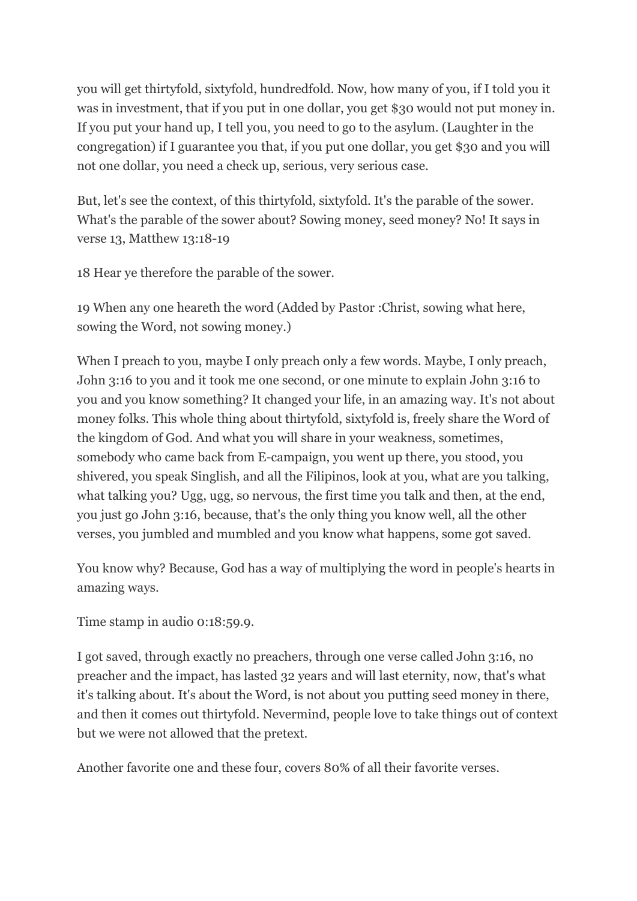you will get thirtyfold, sixtyfold, hundredfold. Now, how many of you, if I told you it was in investment, that if you put in one dollar, you get $30 would not put money in. If you put your hand up, I tell you, you need to go to the asylum. (Laughter in the congregation) if I guarantee you that, if you put one dollar, you get $30 and you will not one dollar, you need a check up, serious, very serious case.

But, let's see the context, of this thirtyfold, sixtyfold. It's the parable of the sower. What's the parable of the sower about? Sowing money, seed money? No! It says in verse 13, Matthew 13:18-19

18 Hear ye therefore the parable of the sower.

19 When any one heareth the word (Added by Pastor :Christ, sowing what here, sowing the Word, not sowing money.)

When I preach to you, maybe I only preach only a few words. Maybe, I only preach, John 3:16 to you and it took me one second, or one minute to explain John 3:16 to you and you know something? It changed your life, in an amazing way. It's not about money folks. This whole thing about thirtyfold, sixtyfold is, freely share the Word of the kingdom of God. And what you will share in your weakness, sometimes, somebody who came back from E-campaign, you went up there, you stood, you shivered, you speak Singlish, and all the Filipinos, look at you, what are you talking, what talking you? Ugg, ugg, so nervous, the first time you talk and then, at the end, you just go John 3:16, because, that's the only thing you know well, all the other verses, you jumbled and mumbled and you know what happens, some got saved.

You know why? Because, God has a way of multiplying the word in people's hearts in amazing ways.

Time stamp in audio 0:18:59.9.

I got saved, through exactly no preachers, through one verse called John 3:16, no preacher and the impact, has lasted 32 years and will last eternity, now, that's what it's talking about. It's about the Word, is not about you putting seed money in there, and then it comes out thirtyfold. Nevermind, people love to take things out of context but we were not allowed that the pretext.

Another favorite one and these four, covers 80% of all their favorite verses.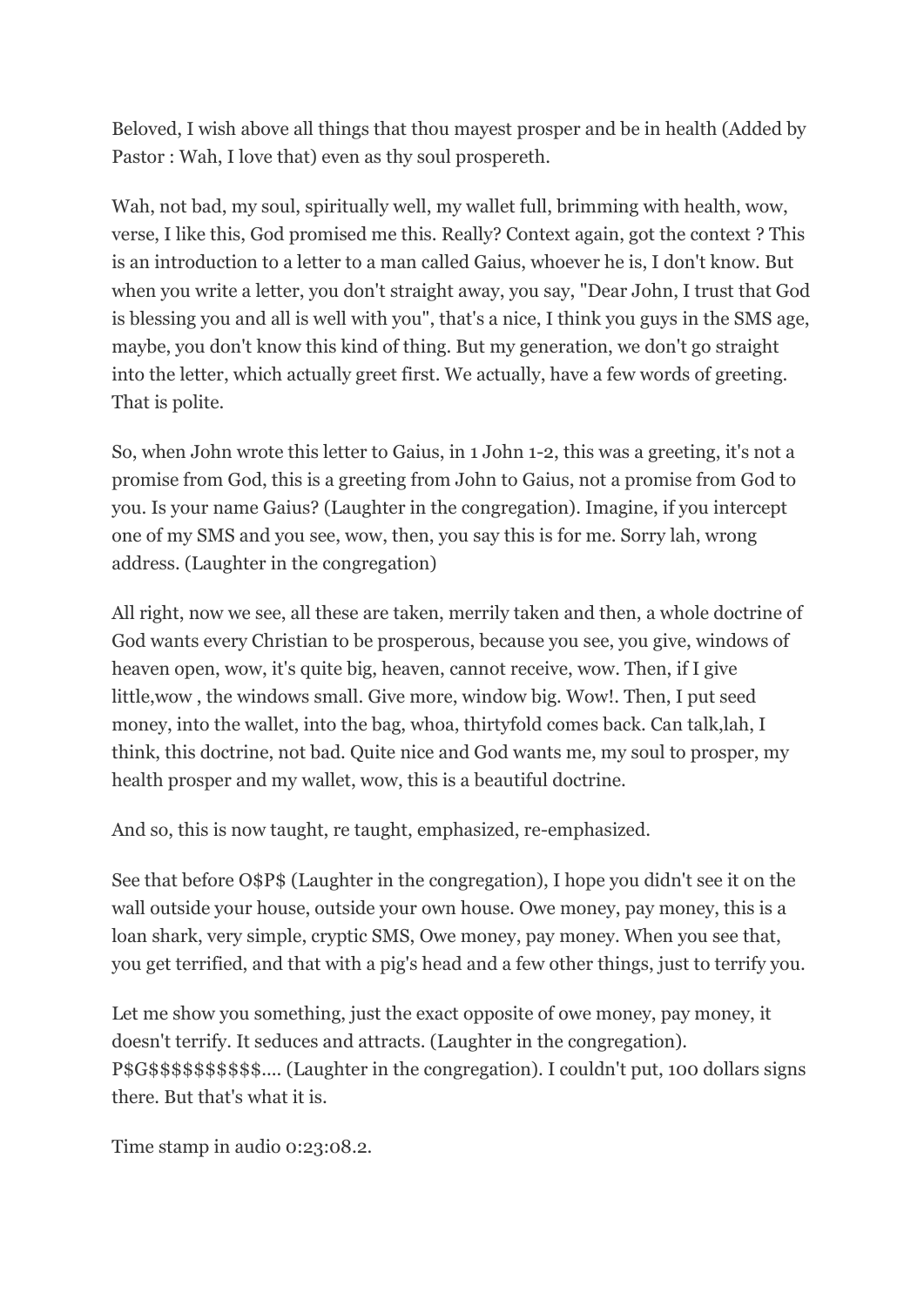Beloved, I wish above all things that thou mayest prosper and be in health (Added by Pastor : Wah, I love that) even as thy soul prospereth.

Wah, not bad, my soul, spiritually well, my wallet full, brimming with health, wow, verse, I like this, God promised me this. Really? Context again, got the context ? This is an introduction to a letter to a man called Gaius, whoever he is, I don't know. But when you write a letter, you don't straight away, you say, "Dear John, I trust that God is blessing you and all is well with you", that's a nice, I think you guys in the SMS age, maybe, you don't know this kind of thing. But my generation, we don't go straight into the letter, which actually greet first. We actually, have a few words of greeting. That is polite.

So, when John wrote this letter to Gaius, in 1 John 1-2, this was a greeting, it's not a promise from God, this is a greeting from John to Gaius, not a promise from God to you. Is your name Gaius? (Laughter in the congregation). Imagine, if you intercept one of my SMS and you see, wow, then, you say this is for me. Sorry lah, wrong address. (Laughter in the congregation)

All right, now we see, all these are taken, merrily taken and then, a whole doctrine of God wants every Christian to be prosperous, because you see, you give, windows of heaven open, wow, it's quite big, heaven, cannot receive, wow. Then, if I give little,wow , the windows small. Give more, window big. Wow!. Then, I put seed money, into the wallet, into the bag, whoa, thirtyfold comes back. Can talk,lah, I think, this doctrine, not bad. Quite nice and God wants me, my soul to prosper, my health prosper and my wallet, wow, this is a beautiful doctrine.

And so, this is now taught, re taught, emphasized, re-emphasized.

See that before O$P$ (Laughter in the congregation), I hope you didn't see it on the wall outside your house, outside your own house. Owe money, pay money, this is a loan shark, very simple, cryptic SMS, Owe money, pay money. When you see that, you get terrified, and that with a pig's head and a few other things, just to terrify you.

Let me show you something, just the exact opposite of owe money, pay money, it doesn't terrify. It seduces and attracts. (Laughter in the congregation). P$G$$$$$$$$$$.... (Laughter in the congregation). I couldn't put, 100 dollars signs there. But that's what it is.

Time stamp in audio 0:23:08.2.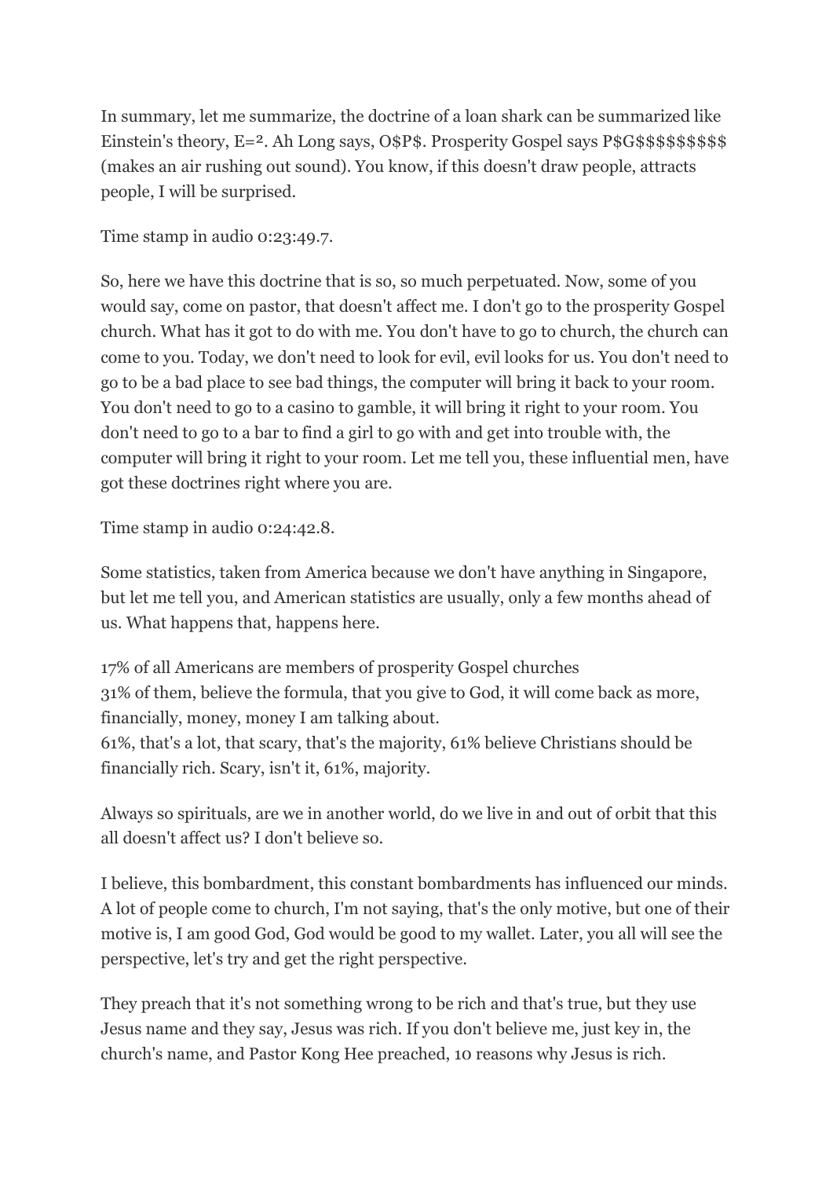In summary, let me summarize, the doctrine of a loan shark can be summarized like Einstein's theory, E=². Ah Long says, O$P$. Prosperity Gospel says P$G$$$$$$$$$ (makes an air rushing out sound). You know, if this doesn't draw people, attracts people, I will be surprised.

Time stamp in audio 0:23:49.7.

So, here we have this doctrine that is so, so much perpetuated. Now, some of you would say, come on pastor, that doesn't affect me. I don't go to the prosperity Gospel church. What has it got to do with me. You don't have to go to church, the church can come to you. Today, we don't need to look for evil, evil looks for us. You don't need to go to be a bad place to see bad things, the computer will bring it back to your room. You don't need to go to a casino to gamble, it will bring it right to your room. You don't need to go to a bar to find a girl to go with and get into trouble with, the computer will bring it right to your room. Let me tell you, these influential men, have got these doctrines right where you are.

Time stamp in audio 0:24:42.8.

Some statistics, taken from America because we don't have anything in Singapore, but let me tell you, and American statistics are usually, only a few months ahead of us. What happens that, happens here.

17% of all Americans are members of prosperity Gospel churches
31% of them, believe the formula, that you give to God, it will come back as more, financially, money, money I am talking about.
61%, that's a lot, that scary, that's the majority, 61% believe Christians should be financially rich. Scary, isn't it, 61%, majority.

Always so spirituals, are we in another world, do we live in and out of orbit that this all doesn't affect us? I don't believe so.

I believe, this bombardment, this constant bombardments has influenced our minds. A lot of people come to church, I'm not saying, that's the only motive, but one of their motive is, I am good God, God would be good to my wallet. Later, you all will see the perspective, let's try and get the right perspective.

They preach that it's not something wrong to be rich and that's true, but they use Jesus name and they say, Jesus was rich. If you don't believe me, just key in, the church's name, and Pastor Kong Hee preached, 10 reasons why Jesus is rich.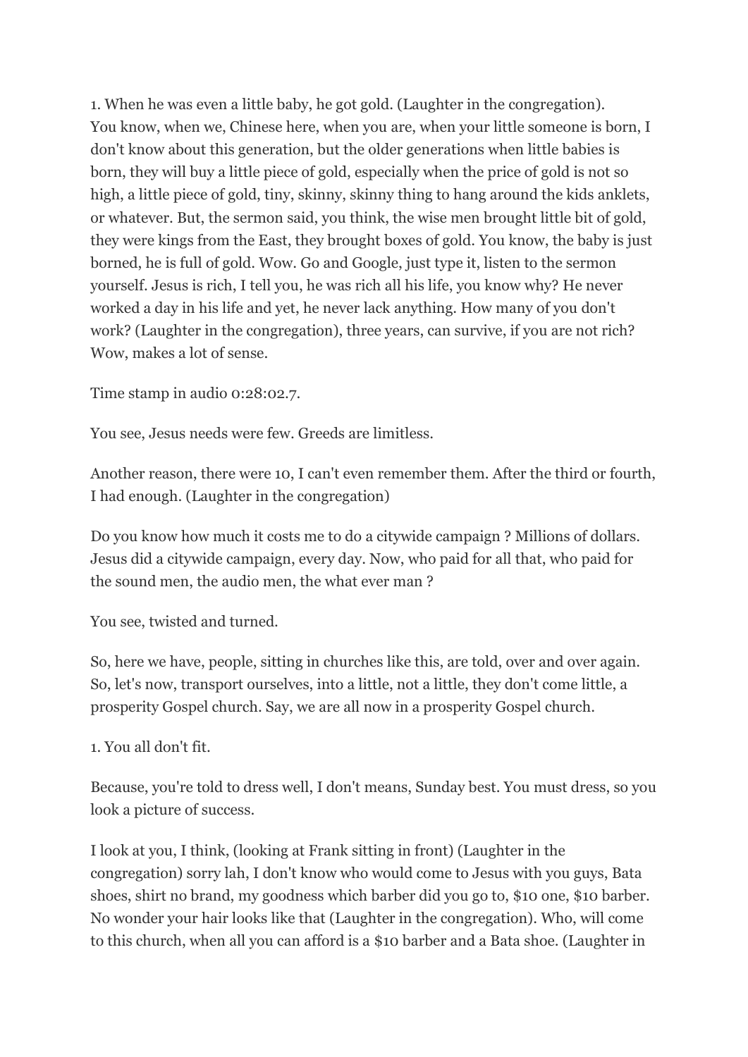1. When he was even a little baby, he got gold. (Laughter in the congregation). You know, when we, Chinese here, when you are, when your little someone is born, I don't know about this generation, but the older generations when little babies is born, they will buy a little piece of gold, especially when the price of gold is not so high, a little piece of gold, tiny, skinny, skinny thing to hang around the kids anklets, or whatever. But, the sermon said, you think, the wise men brought little bit of gold, they were kings from the East, they brought boxes of gold. You know, the baby is just borned, he is full of gold. Wow. Go and Google, just type it, listen to the sermon yourself. Jesus is rich, I tell you, he was rich all his life, you know why? He never worked a day in his life and yet, he never lack anything. How many of you don't work? (Laughter in the congregation), three years, can survive, if you are not rich? Wow, makes a lot of sense.

Time stamp in audio 0:28:02.7.

You see, Jesus needs were few. Greeds are limitless.

Another reason, there were 10, I can't even remember them. After the third or fourth, I had enough. (Laughter in the congregation)

Do you know how much it costs me to do a citywide campaign ? Millions of dollars. Jesus did a citywide campaign, every day. Now, who paid for all that, who paid for the sound men, the audio men, the what ever man ?

You see, twisted and turned.

So, here we have, people, sitting in churches like this, are told, over and over again. So, let's now, transport ourselves, into a little, not a little, they don't come little, a prosperity Gospel church. Say, we are all now in a prosperity Gospel church.

1. You all don't fit.

Because, you're told to dress well, I don't means, Sunday best. You must dress, so you look a picture of success.

I look at you, I think, (looking at Frank sitting in front) (Laughter in the congregation) sorry lah, I don't know who would come to Jesus with you guys, Bata shoes, shirt no brand, my goodness which barber did you go to, $10 one, $10 barber. No wonder your hair looks like that (Laughter in the congregation). Who, will come to this church, when all you can afford is a $10 barber and a Bata shoe. (Laughter in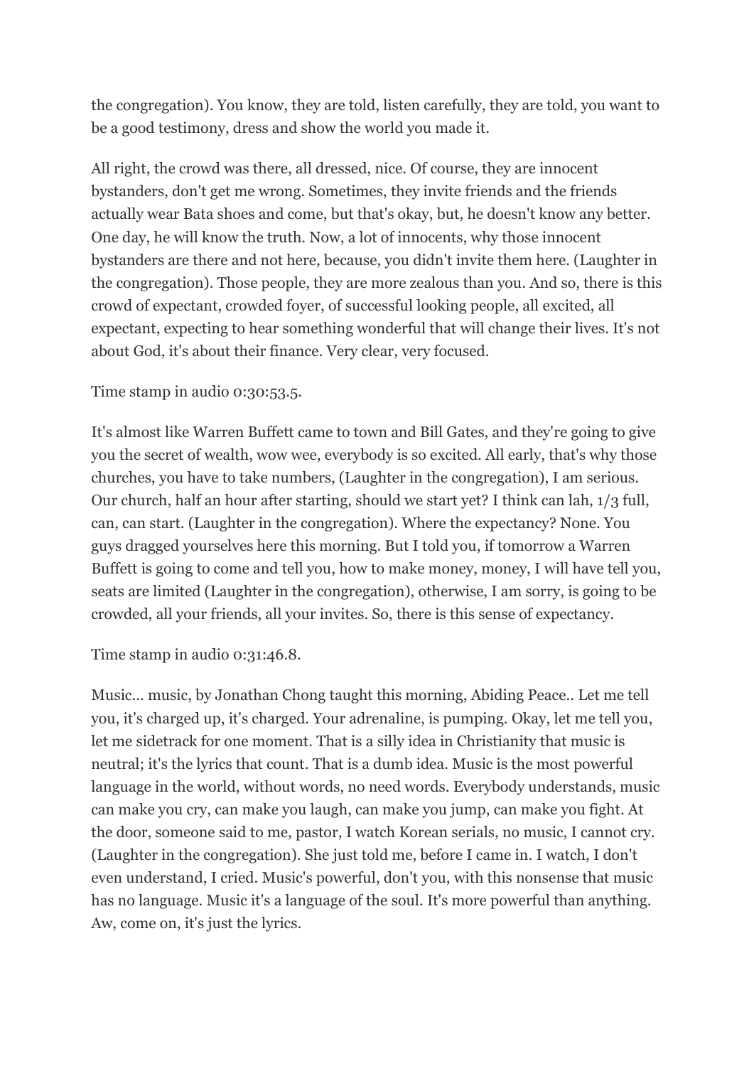the congregation). You know, they are told, listen carefully, they are told, you want to be a good testimony, dress and show the world you made it.

All right, the crowd was there, all dressed, nice. Of course, they are innocent bystanders, don't get me wrong. Sometimes, they invite friends and the friends actually wear Bata shoes and come, but that's okay, but, he doesn't know any better. One day, he will know the truth. Now, a lot of innocents, why those innocent bystanders are there and not here, because, you didn't invite them here. (Laughter in the congregation). Those people, they are more zealous than you. And so, there is this crowd of expectant, crowded foyer, of successful looking people, all excited, all expectant, expecting to hear something wonderful that will change their lives. It's not about God, it's about their finance. Very clear, very focused.

Time stamp in audio 0:30:53.5.

It's almost like Warren Buffett came to town and Bill Gates, and they're going to give you the secret of wealth, wow wee, everybody is so excited. All early, that's why those churches, you have to take numbers, (Laughter in the congregation), I am serious. Our church, half an hour after starting, should we start yet? I think can lah, 1/3 full, can, can start. (Laughter in the congregation). Where the expectancy? None. You guys dragged yourselves here this morning. But I told you, if tomorrow a Warren Buffett is going to come and tell you, how to make money, money, I will have tell you, seats are limited (Laughter in the congregation), otherwise, I am sorry, is going to be crowded, all your friends, all your invites. So, there is this sense of expectancy.

Time stamp in audio 0:31:46.8.

Music... music, by Jonathan Chong taught this morning, Abiding Peace.. Let me tell you, it's charged up, it's charged. Your adrenaline, is pumping. Okay, let me tell you, let me sidetrack for one moment. That is a silly idea in Christianity that music is neutral; it's the lyrics that count. That is a dumb idea. Music is the most powerful language in the world, without words, no need words. Everybody understands, music can make you cry, can make you laugh, can make you jump, can make you fight. At the door, someone said to me, pastor, I watch Korean serials, no music, I cannot cry. (Laughter in the congregation). She just told me, before I came in. I watch, I don't even understand, I cried. Music's powerful, don't you, with this nonsense that music has no language. Music it's a language of the soul. It's more powerful than anything. Aw, come on, it's just the lyrics.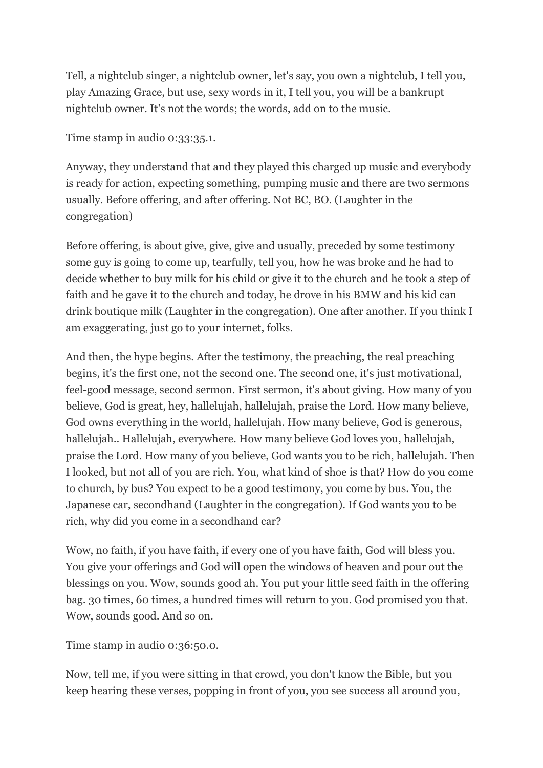Tell, a nightclub singer, a nightclub owner, let's say, you own a nightclub, I tell you, play Amazing Grace, but use, sexy words in it, I tell you, you will be a bankrupt nightclub owner. It's not the words; the words, add on to the music.

Time stamp in audio 0:33:35.1.

Anyway, they understand that and they played this charged up music and everybody is ready for action, expecting something, pumping music and there are two sermons usually. Before offering, and after offering. Not BC, BO. (Laughter in the congregation)

Before offering, is about give, give, give and usually, preceded by some testimony some guy is going to come up, tearfully, tell you, how he was broke and he had to decide whether to buy milk for his child or give it to the church and he took a step of faith and he gave it to the church and today, he drove in his BMW and his kid can drink boutique milk (Laughter in the congregation). One after another. If you think I am exaggerating, just go to your internet, folks.

And then, the hype begins. After the testimony, the preaching, the real preaching begins, it's the first one, not the second one. The second one, it's just motivational, feel-good message, second sermon. First sermon, it's about giving. How many of you believe, God is great, hey, hallelujah, hallelujah, praise the Lord. How many believe, God owns everything in the world, hallelujah. How many believe, God is generous, hallelujah.. Hallelujah, everywhere. How many believe God loves you, hallelujah, praise the Lord. How many of you believe, God wants you to be rich, hallelujah. Then I looked, but not all of you are rich. You, what kind of shoe is that? How do you come to church, by bus? You expect to be a good testimony, you come by bus. You, the Japanese car, secondhand (Laughter in the congregation). If God wants you to be rich, why did you come in a secondhand car?

Wow, no faith, if you have faith, if every one of you have faith, God will bless you. You give your offerings and God will open the windows of heaven and pour out the blessings on you. Wow, sounds good ah. You put your little seed faith in the offering bag. 30 times, 60 times, a hundred times will return to you. God promised you that. Wow, sounds good. And so on.

Time stamp in audio 0:36:50.0.

Now, tell me, if you were sitting in that crowd, you don't know the Bible, but you keep hearing these verses, popping in front of you, you see success all around you,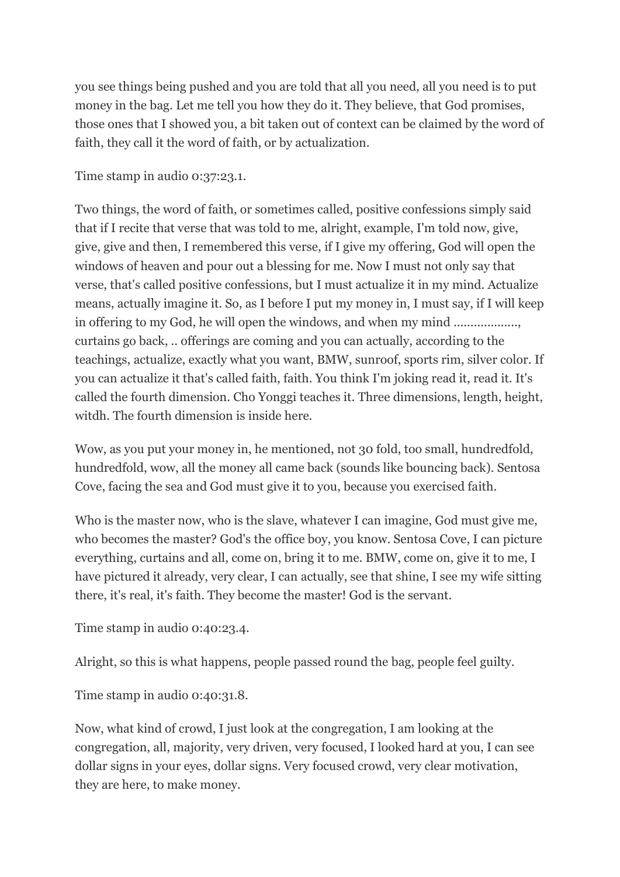you see things being pushed and you are told that all you need, all you need is to put money in the bag. Let me tell you how they do it. They believe, that God promises, those ones that I showed you, a bit taken out of context can be claimed by the word of faith, they call it the word of faith, or by actualization.

Time stamp in audio 0:37:23.1.

Two things, the word of faith, or sometimes called, positive confessions simply said that if I recite that verse that was told to me, alright, example, I'm told now, give, give, give and then, I remembered this verse, if I give my offering, God will open the windows of heaven and pour out a blessing for me. Now I must not only say that verse, that's called positive confessions, but I must actualize it in my mind. Actualize means, actually imagine it. So, as I before I put my money in, I must say, if I will keep in offering to my God, he will open the windows, and when my mind .................., curtains go back, .. offerings are coming and you can actually, according to the teachings, actualize, exactly what you want, BMW, sunroof, sports rim, silver color. If you can actualize it that's called faith, faith. You think I'm joking read it, read it. It's called the fourth dimension. Cho Yonggi teaches it. Three dimensions, length, height, witdh. The fourth dimension is inside here.

Wow, as you put your money in, he mentioned, not 30 fold, too small, hundredfold, hundredfold, wow, all the money all came back (sounds like bouncing back). Sentosa Cove, facing the sea and God must give it to you, because you exercised faith.

Who is the master now, who is the slave, whatever I can imagine, God must give me, who becomes the master? God's the office boy, you know. Sentosa Cove, I can picture everything, curtains and all, come on, bring it to me. BMW, come on, give it to me, I have pictured it already, very clear, I can actually, see that shine, I see my wife sitting there, it's real, it's faith. They become the master! God is the servant.

Time stamp in audio 0:40:23.4.

Alright, so this is what happens, people passed round the bag, people feel guilty.

Time stamp in audio 0:40:31.8.

Now, what kind of crowd, I just look at the congregation, I am looking at the congregation, all, majority, very driven, very focused, I looked hard at you, I can see dollar signs in your eyes, dollar signs. Very focused crowd, very clear motivation, they are here, to make money.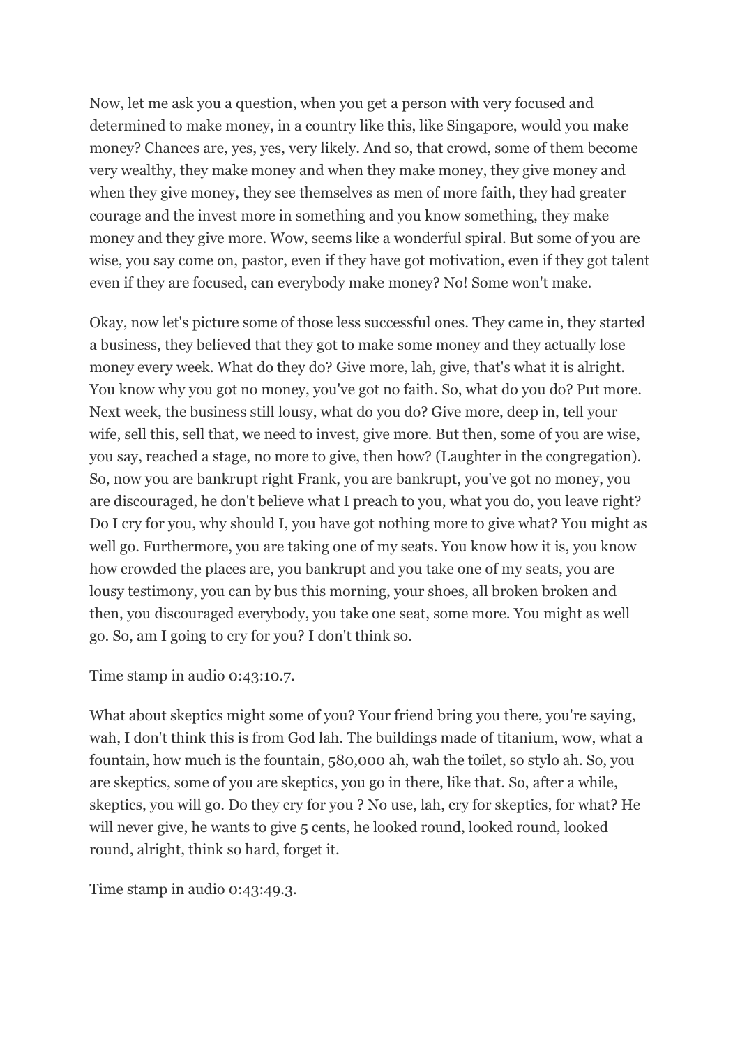Now, let me ask you a question, when you get a person with very focused and determined to make money, in a country like this, like Singapore, would you make money? Chances are, yes, yes, very likely. And so, that crowd, some of them become very wealthy, they make money and when they make money, they give money and when they give money, they see themselves as men of more faith, they had greater courage and the invest more in something and you know something, they make money and they give more. Wow, seems like a wonderful spiral. But some of you are wise, you say come on, pastor, even if they have got motivation, even if they got talent even if they are focused, can everybody make money? No! Some won't make.

Okay, now let's picture some of those less successful ones. They came in, they started a business, they believed that they got to make some money and they actually lose money every week. What do they do? Give more, lah, give, that's what it is alright. You know why you got no money, you've got no faith. So, what do you do? Put more. Next week, the business still lousy, what do you do? Give more, deep in, tell your wife, sell this, sell that, we need to invest, give more. But then, some of you are wise, you say, reached a stage, no more to give, then how? (Laughter in the congregation). So, now you are bankrupt right Frank, you are bankrupt, you've got no money, you are discouraged, he don't believe what I preach to you, what you do, you leave right? Do I cry for you, why should I, you have got nothing more to give what? You might as well go. Furthermore, you are taking one of my seats. You know how it is, you know how crowded the places are, you bankrupt and you take one of my seats, you are lousy testimony, you can by bus this morning, your shoes, all broken broken and then, you discouraged everybody, you take one seat, some more. You might as well go. So, am I going to cry for you? I don't think so.

Time stamp in audio 0:43:10.7.

What about skeptics might some of you? Your friend bring you there, you're saying, wah, I don't think this is from God lah. The buildings made of titanium, wow, what a fountain, how much is the fountain, 580,000 ah, wah the toilet, so stylo ah. So, you are skeptics, some of you are skeptics, you go in there, like that. So, after a while, skeptics, you will go. Do they cry for you ? No use, lah, cry for skeptics, for what? He will never give, he wants to give 5 cents, he looked round, looked round, looked round, alright, think so hard, forget it.

Time stamp in audio 0:43:49.3.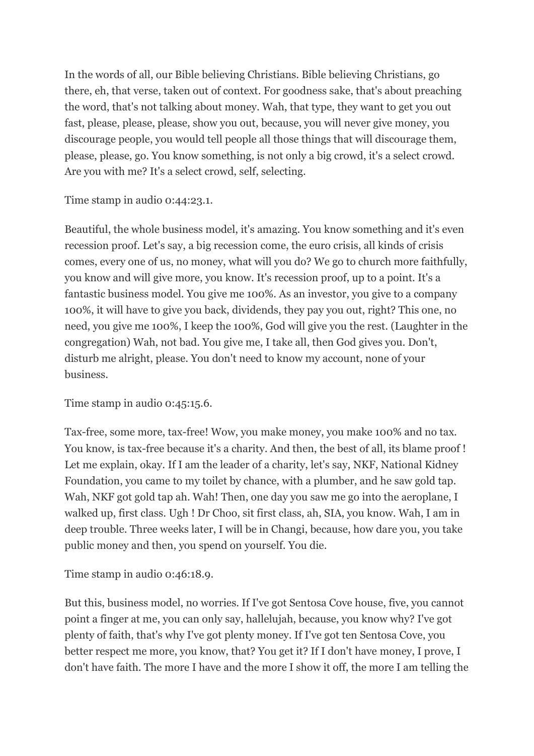In the words of all, our Bible believing Christians. Bible believing Christians, go there, eh, that verse, taken out of context. For goodness sake, that's about preaching the word, that's not talking about money. Wah, that type, they want to get you out fast, please, please, please, show you out, because, you will never give money, you discourage people, you would tell people all those things that will discourage them, please, please, go. You know something, is not only a big crowd, it's a select crowd. Are you with me? It's a select crowd, self, selecting.

Time stamp in audio 0:44:23.1.

Beautiful, the whole business model, it's amazing. You know something and it's even recession proof. Let's say, a big recession come, the euro crisis, all kinds of crisis comes, every one of us, no money, what will you do? We go to church more faithfully, you know and will give more, you know. It's recession proof, up to a point. It's a fantastic business model. You give me 100%. As an investor, you give to a company 100%, it will have to give you back, dividends, they pay you out, right? This one, no need, you give me 100%, I keep the 100%, God will give you the rest. (Laughter in the congregation) Wah, not bad. You give me, I take all, then God gives you. Don't, disturb me alright, please. You don't need to know my account, none of your business.

Time stamp in audio 0:45:15.6.

Tax-free, some more, tax-free! Wow, you make money, you make 100% and no tax. You know, is tax-free because it's a charity. And then, the best of all, its blame proof ! Let me explain, okay. If I am the leader of a charity, let's say, NKF, National Kidney Foundation, you came to my toilet by chance, with a plumber, and he saw gold tap. Wah, NKF got gold tap ah. Wah! Then, one day you saw me go into the aeroplane, I walked up, first class. Ugh ! Dr Choo, sit first class, ah, SIA, you know. Wah, I am in deep trouble. Three weeks later, I will be in Changi, because, how dare you, you take public money and then, you spend on yourself. You die.

Time stamp in audio 0:46:18.9.

But this, business model, no worries. If I've got Sentosa Cove house, five, you cannot point a finger at me, you can only say, hallelujah, because, you know why? I've got plenty of faith, that's why I've got plenty money. If I've got ten Sentosa Cove, you better respect me more, you know, that? You get it? If I don't have money, I prove, I don't have faith. The more I have and the more I show it off, the more I am telling the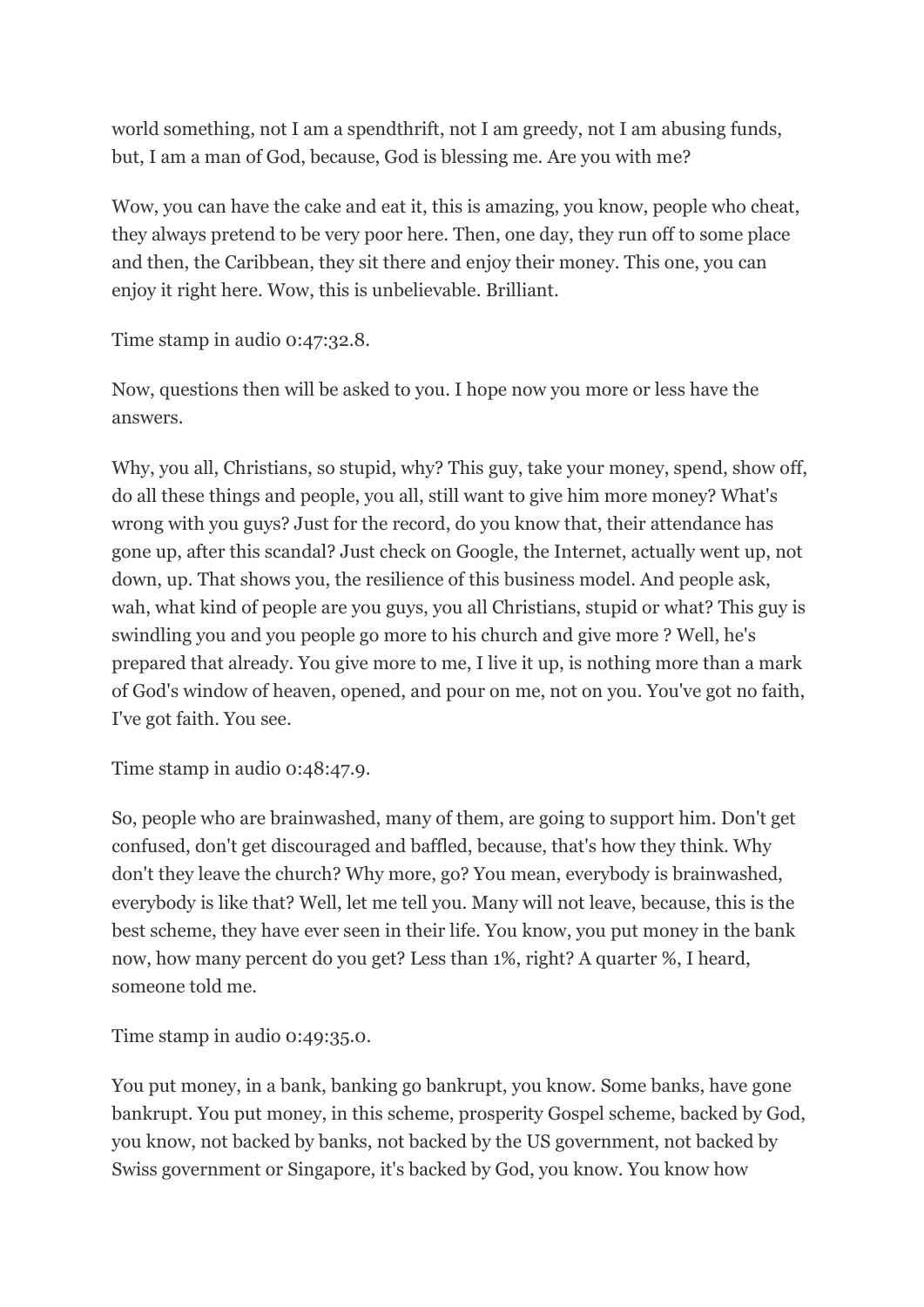world something, not I am a spendthrift, not I am greedy, not I am abusing funds, but, I am a man of God, because, God is blessing me. Are you with me?

Wow, you can have the cake and eat it, this is amazing, you know, people who cheat, they always pretend to be very poor here. Then, one day, they run off to some place and then, the Caribbean, they sit there and enjoy their money. This one, you can enjoy it right here. Wow, this is unbelievable. Brilliant.

Time stamp in audio 0:47:32.8.

Now, questions then will be asked to you. I hope now you more or less have the answers.

Why, you all, Christians, so stupid, why? This guy, take your money, spend, show off, do all these things and people, you all, still want to give him more money? What's wrong with you guys? Just for the record, do you know that, their attendance has gone up, after this scandal? Just check on Google, the Internet, actually went up, not down, up. That shows you, the resilience of this business model. And people ask, wah, what kind of people are you guys, you all Christians, stupid or what? This guy is swindling you and you people go more to his church and give more ? Well, he's prepared that already. You give more to me, I live it up, is nothing more than a mark of God's window of heaven, opened, and pour on me, not on you. You've got no faith, I've got faith. You see.

Time stamp in audio 0:48:47.9.

So, people who are brainwashed, many of them, are going to support him. Don't get confused, don't get discouraged and baffled, because, that's how they think. Why don't they leave the church? Why more, go? You mean, everybody is brainwashed, everybody is like that? Well, let me tell you. Many will not leave, because, this is the best scheme, they have ever seen in their life. You know, you put money in the bank now, how many percent do you get? Less than 1%, right? A quarter %, I heard, someone told me.

Time stamp in audio 0:49:35.0.

You put money, in a bank, banking go bankrupt, you know. Some banks, have gone bankrupt. You put money, in this scheme, prosperity Gospel scheme, backed by God, you know, not backed by banks, not backed by the US government, not backed by Swiss government or Singapore, it's backed by God, you know. You know how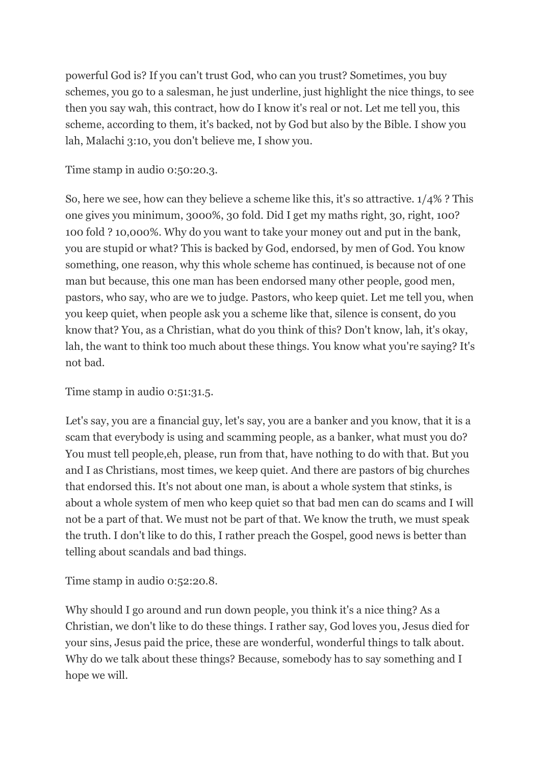powerful God is? If you can't trust God, who can you trust? Sometimes, you buy schemes, you go to a salesman, he just underline, just highlight the nice things, to see then you say wah, this contract, how do I know it's real or not. Let me tell you, this scheme, according to them, it's backed, not by God but also by the Bible. I show you lah, Malachi 3:10, you don't believe me, I show you.

Time stamp in audio 0:50:20.3.

So, here we see, how can they believe a scheme like this, it's so attractive. 1/4% ? This one gives you minimum, 3000%, 30 fold. Did I get my maths right, 30, right, 100? 100 fold ? 10,000%. Why do you want to take your money out and put in the bank, you are stupid or what? This is backed by God, endorsed, by men of God. You know something, one reason, why this whole scheme has continued, is because not of one man but because, this one man has been endorsed many other people, good men, pastors, who say, who are we to judge. Pastors, who keep quiet. Let me tell you, when you keep quiet, when people ask you a scheme like that, silence is consent, do you know that? You, as a Christian, what do you think of this? Don't know, lah, it's okay, lah, the want to think too much about these things. You know what you're saying? It's not bad.

Time stamp in audio 0:51:31.5.

Let's say, you are a financial guy, let's say, you are a banker and you know, that it is a scam that everybody is using and scamming people, as a banker, what must you do? You must tell people,eh, please, run from that, have nothing to do with that. But you and I as Christians, most times, we keep quiet. And there are pastors of big churches that endorsed this. It's not about one man, is about a whole system that stinks, is about a whole system of men who keep quiet so that bad men can do scams and I will not be a part of that. We must not be part of that. We know the truth, we must speak the truth. I don't like to do this, I rather preach the Gospel, good news is better than telling about scandals and bad things.

Time stamp in audio 0:52:20.8.

Why should I go around and run down people, you think it's a nice thing? As a Christian, we don't like to do these things. I rather say, God loves you, Jesus died for your sins, Jesus paid the price, these are wonderful, wonderful things to talk about. Why do we talk about these things? Because, somebody has to say something and I hope we will.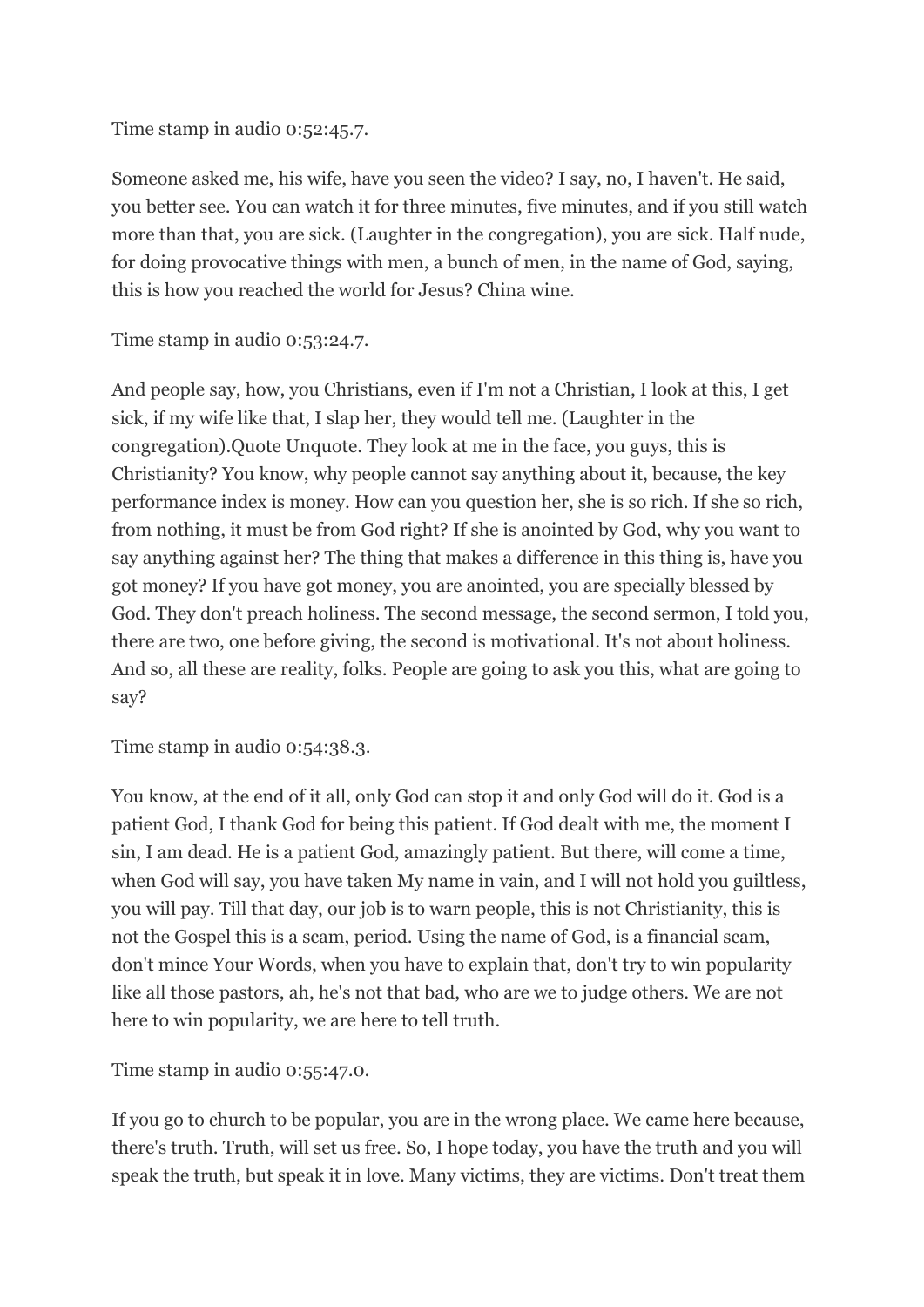Time stamp in audio 0:52:45.7.

Someone asked me, his wife, have you seen the video? I say, no, I haven't. He said, you better see. You can watch it for three minutes, five minutes, and if you still watch more than that, you are sick. (Laughter in the congregation), you are sick. Half nude, for doing provocative things with men, a bunch of men, in the name of God, saying, this is how you reached the world for Jesus? China wine.

Time stamp in audio 0:53:24.7.

And people say, how, you Christians, even if I'm not a Christian, I look at this, I get sick, if my wife like that, I slap her, they would tell me. (Laughter in the congregation).Quote Unquote. They look at me in the face, you guys, this is Christianity? You know, why people cannot say anything about it, because, the key performance index is money. How can you question her, she is so rich. If she so rich, from nothing, it must be from God right? If she is anointed by God, why you want to say anything against her? The thing that makes a difference in this thing is, have you got money? If you have got money, you are anointed, you are specially blessed by God. They don't preach holiness. The second message, the second sermon, I told you, there are two, one before giving, the second is motivational. It's not about holiness. And so, all these are reality, folks. People are going to ask you this, what are going to say?

Time stamp in audio 0:54:38.3.

You know, at the end of it all, only God can stop it and only God will do it. God is a patient God, I thank God for being this patient. If God dealt with me, the moment I sin, I am dead. He is a patient God, amazingly patient. But there, will come a time, when God will say, you have taken My name in vain, and I will not hold you guiltless, you will pay. Till that day, our job is to warn people, this is not Christianity, this is not the Gospel this is a scam, period. Using the name of God, is a financial scam, don't mince Your Words, when you have to explain that, don't try to win popularity like all those pastors, ah, he's not that bad, who are we to judge others. We are not here to win popularity, we are here to tell truth.

Time stamp in audio 0:55:47.0.

If you go to church to be popular, you are in the wrong place. We came here because, there's truth. Truth, will set us free. So, I hope today, you have the truth and you will speak the truth, but speak it in love. Many victims, they are victims. Don't treat them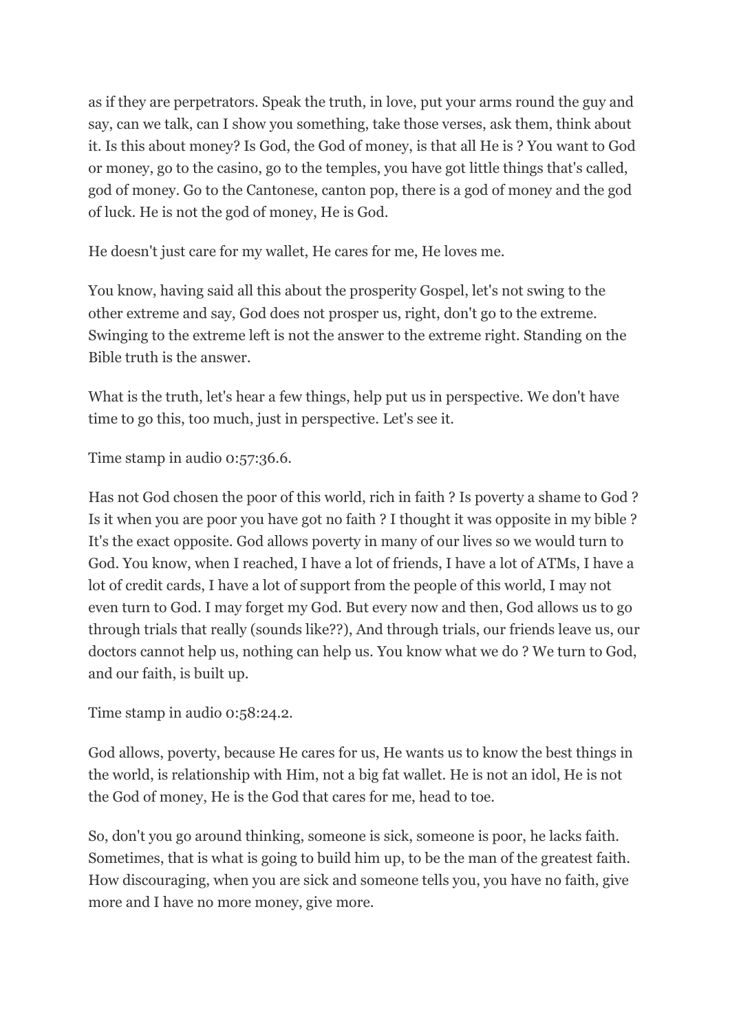as if they are perpetrators. Speak the truth, in love, put your arms round the guy and say, can we talk, can I show you something, take those verses, ask them, think about it. Is this about money? Is God, the God of money, is that all He is ? You want to God or money, go to the casino, go to the temples, you have got little things that's called, god of money. Go to the Cantonese, canton pop, there is a god of money and the god of luck. He is not the god of money, He is God.

He doesn't just care for my wallet, He cares for me, He loves me.

You know, having said all this about the prosperity Gospel, let's not swing to the other extreme and say, God does not prosper us, right, don't go to the extreme. Swinging to the extreme left is not the answer to the extreme right. Standing on the Bible truth is the answer.

What is the truth, let's hear a few things, help put us in perspective. We don't have time to go this, too much, just in perspective. Let's see it.

Time stamp in audio 0:57:36.6.

Has not God chosen the poor of this world, rich in faith ? Is poverty a shame to God ? Is it when you are poor you have got no faith ? I thought it was opposite in my bible ? It's the exact opposite. God allows poverty in many of our lives so we would turn to God. You know, when I reached, I have a lot of friends, I have a lot of ATMs, I have a lot of credit cards, I have a lot of support from the people of this world, I may not even turn to God. I may forget my God. But every now and then, God allows us to go through trials that really (sounds like??), And through trials, our friends leave us, our doctors cannot help us, nothing can help us. You know what we do ? We turn to God, and our faith, is built up.

Time stamp in audio 0:58:24.2.

God allows, poverty, because He cares for us, He wants us to know the best things in the world, is relationship with Him, not a big fat wallet. He is not an idol, He is not the God of money, He is the God that cares for me, head to toe.

So, don't you go around thinking, someone is sick, someone is poor, he lacks faith. Sometimes, that is what is going to build him up, to be the man of the greatest faith. How discouraging, when you are sick and someone tells you, you have no faith, give more and I have no more money, give more.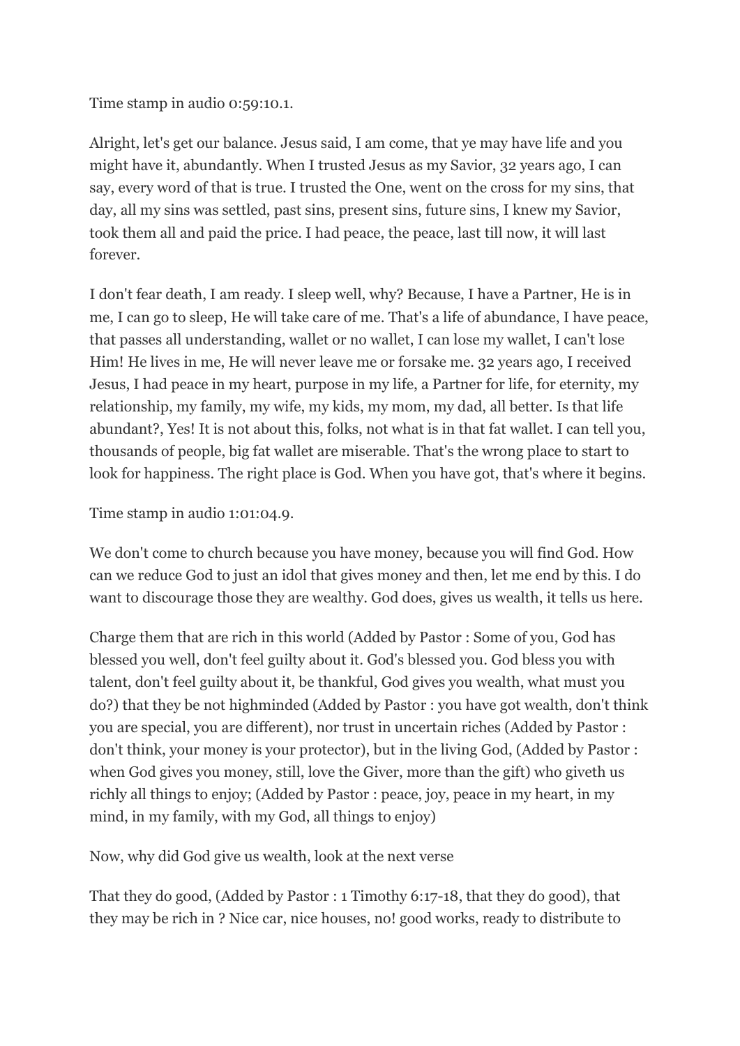Time stamp in audio 0:59:10.1.

Alright, let's get our balance. Jesus said, I am come, that ye may have life and you might have it, abundantly. When I trusted Jesus as my Savior, 32 years ago, I can say, every word of that is true. I trusted the One, went on the cross for my sins, that day, all my sins was settled, past sins, present sins, future sins, I knew my Savior, took them all and paid the price. I had peace, the peace, last till now, it will last forever.

I don't fear death, I am ready. I sleep well, why? Because, I have a Partner, He is in me, I can go to sleep, He will take care of me. That's a life of abundance, I have peace, that passes all understanding, wallet or no wallet, I can lose my wallet, I can't lose Him! He lives in me, He will never leave me or forsake me. 32 years ago, I received Jesus, I had peace in my heart, purpose in my life, a Partner for life, for eternity, my relationship, my family, my wife, my kids, my mom, my dad, all better. Is that life abundant?, Yes! It is not about this, folks, not what is in that fat wallet. I can tell you, thousands of people, big fat wallet are miserable. That's the wrong place to start to look for happiness. The right place is God. When you have got, that's where it begins.

Time stamp in audio 1:01:04.9.

We don't come to church because you have money, because you will find God. How can we reduce God to just an idol that gives money and then, let me end by this. I do want to discourage those they are wealthy. God does, gives us wealth, it tells us here.

Charge them that are rich in this world (Added by Pastor : Some of you, God has blessed you well, don't feel guilty about it. God's blessed you. God bless you with talent, don't feel guilty about it, be thankful, God gives you wealth, what must you do?) that they be not highminded (Added by Pastor : you have got wealth, don't think you are special, you are different), nor trust in uncertain riches (Added by Pastor : don't think, your money is your protector), but in the living God, (Added by Pastor : when God gives you money, still, love the Giver, more than the gift) who giveth us richly all things to enjoy; (Added by Pastor : peace, joy, peace in my heart, in my mind, in my family, with my God, all things to enjoy)

Now, why did God give us wealth, look at the next verse

That they do good, (Added by Pastor : 1 Timothy 6:17-18, that they do good), that they may be rich in ? Nice car, nice houses, no! good works, ready to distribute to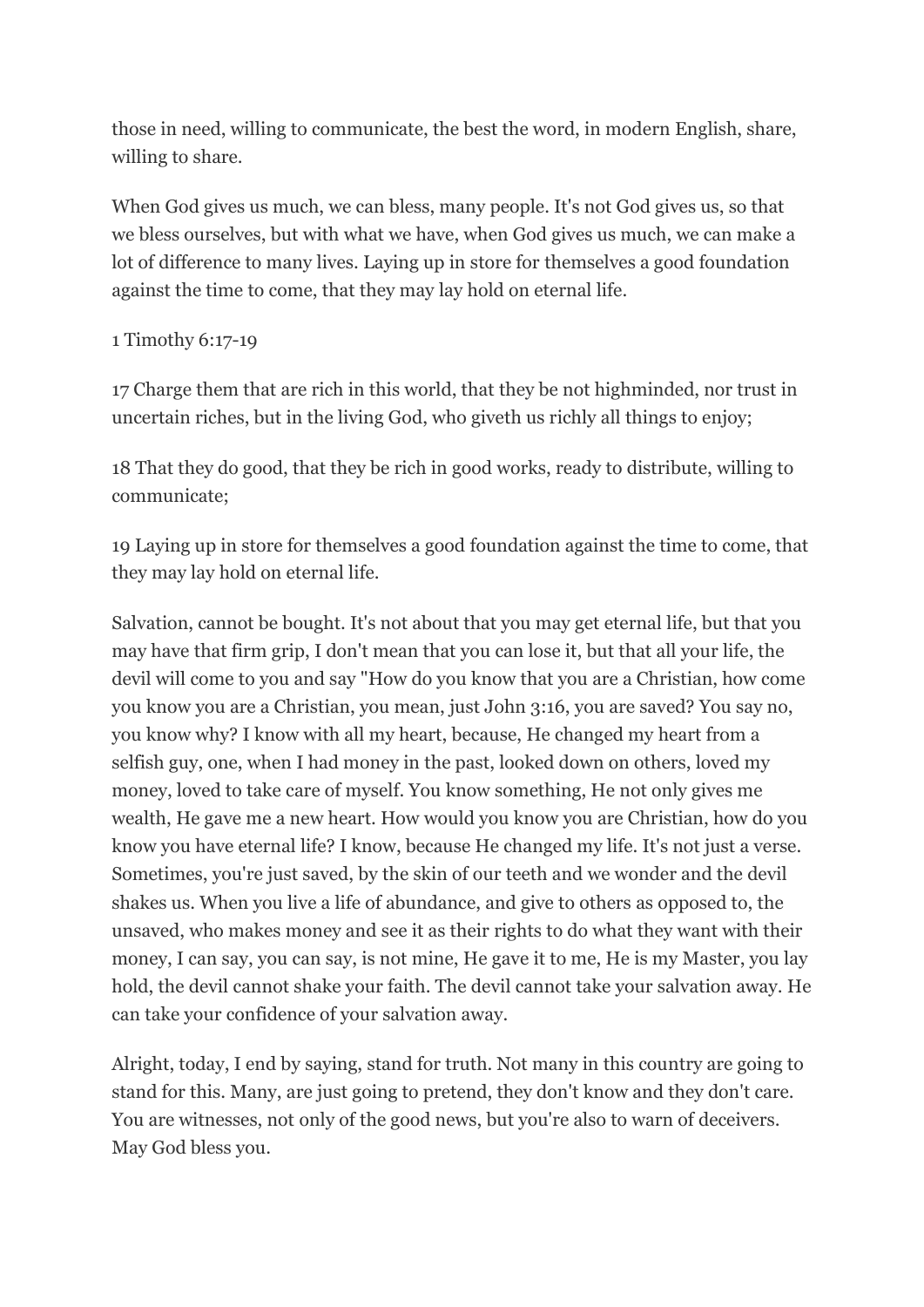those in need, willing to communicate, the best the word, in modern English, share, willing to share.

When God gives us much, we can bless, many people. It's not God gives us, so that we bless ourselves, but with what we have, when God gives us much, we can make a lot of difference to many lives. Laying up in store for themselves a good foundation against the time to come, that they may lay hold on eternal life.

1 Timothy 6:17-19

17 Charge them that are rich in this world, that they be not highminded, nor trust in uncertain riches, but in the living God, who giveth us richly all things to enjoy;

18 That they do good, that they be rich in good works, ready to distribute, willing to communicate;

19 Laying up in store for themselves a good foundation against the time to come, that they may lay hold on eternal life.

Salvation, cannot be bought. It's not about that you may get eternal life, but that you may have that firm grip, I don't mean that you can lose it, but that all your life, the devil will come to you and say "How do you know that you are a Christian, how come you know you are a Christian, you mean, just John 3:16, you are saved? You say no, you know why? I know with all my heart, because, He changed my heart from a selfish guy, one, when I had money in the past, looked down on others, loved my money, loved to take care of myself. You know something, He not only gives me wealth, He gave me a new heart. How would you know you are Christian, how do you know you have eternal life? I know, because He changed my life. It's not just a verse. Sometimes, you're just saved, by the skin of our teeth and we wonder and the devil shakes us. When you live a life of abundance, and give to others as opposed to, the unsaved, who makes money and see it as their rights to do what they want with their money, I can say, you can say, is not mine, He gave it to me, He is my Master, you lay hold, the devil cannot shake your faith. The devil cannot take your salvation away. He can take your confidence of your salvation away.

Alright, today, I end by saying, stand for truth. Not many in this country are going to stand for this. Many, are just going to pretend, they don't know and they don't care. You are witnesses, not only of the good news, but you're also to warn of deceivers. May God bless you.